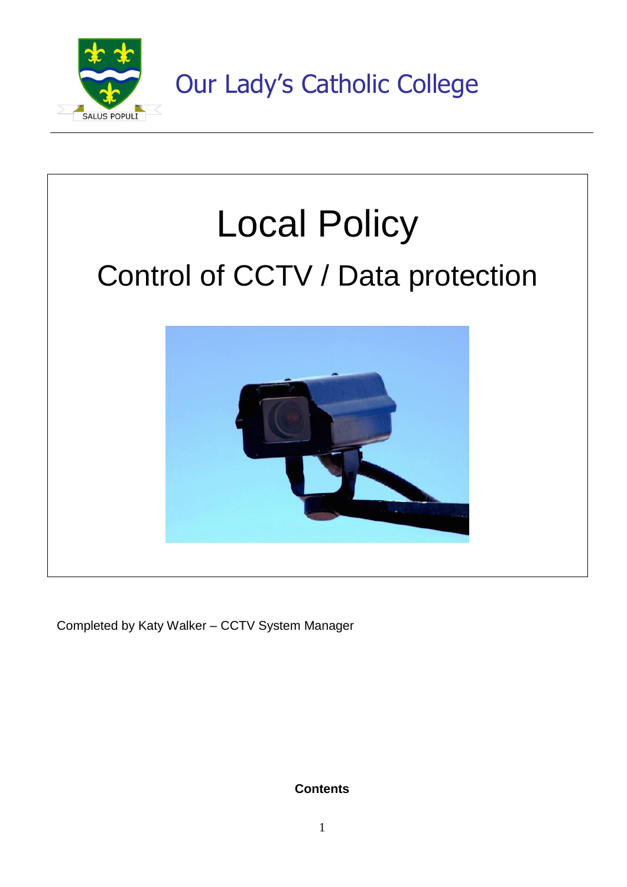Our Lady's Catholic College

SALUS POPULI

# Local Policy

## Control of CCTV / Data protection

Completed by Katy Walker – CCTV System Manager

**Contents**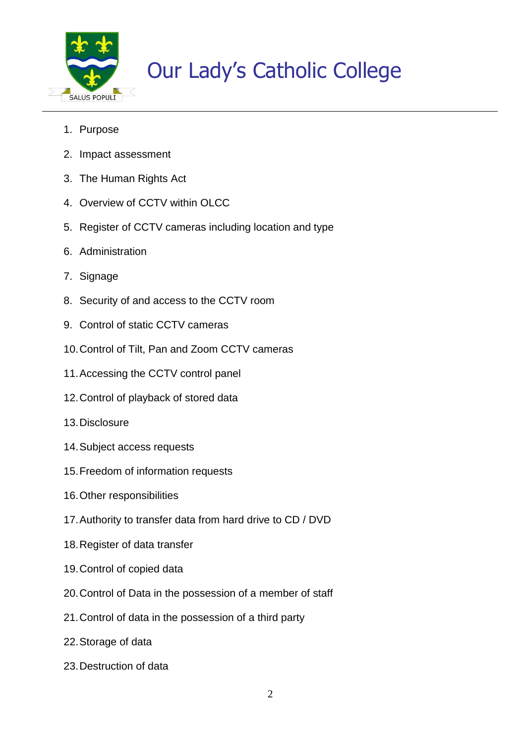# Our Lady's Catholic College

1. Purpose
2. Impact assessment
3. The Human Rights Act
4. Overview of CCTV within OLCC
5. Register of CCTV cameras including location and type
6. Administration
7. Signage
8. Security of and access to the CCTV room
9. Control of static CCTV cameras
10. Control of Tilt, Pan and Zoom CCTV cameras
11. Accessing the CCTV control panel
12. Control of playback of stored data
13. Disclosure
14. Subject access requests
15. Freedom of information requests
16. Other responsibilities
17. Authority to transfer data from hard drive to CD / DVD
18. Register of data transfer
19. Control of copied data
20. Control of Data in the possession of a member of staff
21. Control of data in the possession of a third party
22. Storage of data
23. Destruction of data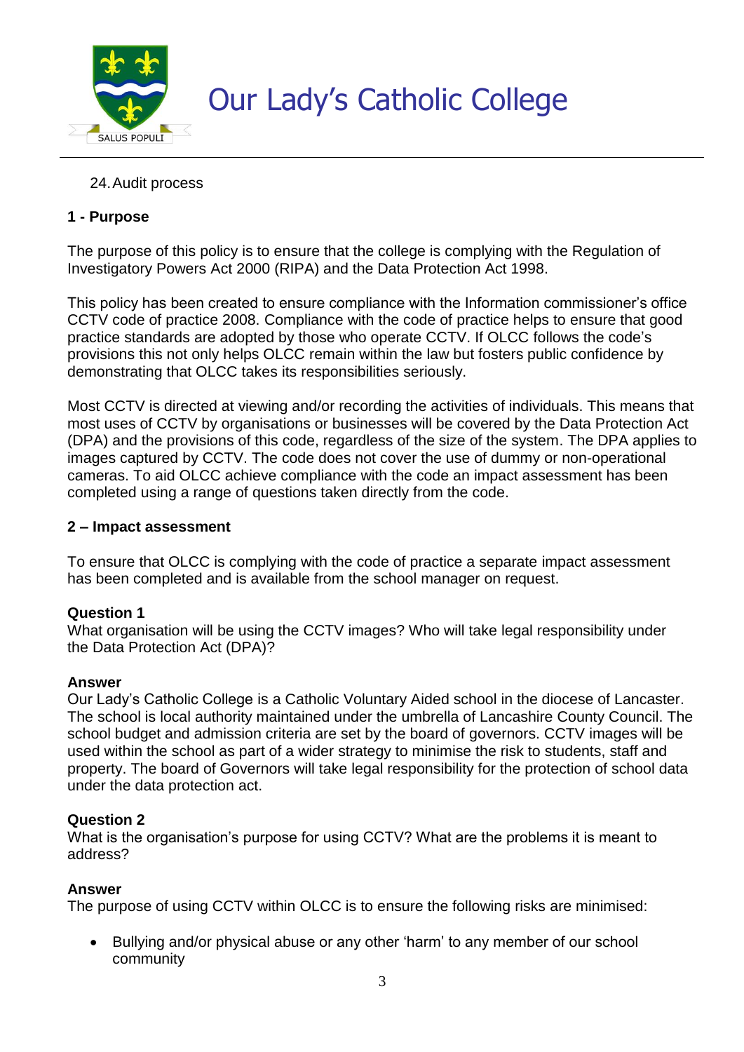24. Audit process

**1 - Purpose**

The purpose of this policy is to ensure that the college is complying with the Regulation of Investigatory Powers Act 2000 (RIPA) and the Data Protection Act 1998.

This policy has been created to ensure compliance with the Information commissioner's office CCTV code of practice 2008. Compliance with the code of practice helps to ensure that good practice standards are adopted by those who operate CCTV. If OLCC follows the code's provisions this not only helps OLCC remain within the law but fosters public confidence by demonstrating that OLCC takes its responsibilities seriously.

Most CCTV is directed at viewing and/or recording the activities of individuals. This means that most uses of CCTV by organisations or businesses will be covered by the Data Protection Act (DPA) and the provisions of this code, regardless of the size of the system. The DPA applies to images captured by CCTV. The code does not cover the use of dummy or non-operational cameras. To aid OLCC achieve compliance with the code an impact assessment has been completed using a range of questions taken directly from the code.

**2 – Impact assessment**

To ensure that OLCC is complying with the code of practice a separate impact assessment has been completed and is available from the school manager on request.

**Question 1**
What organisation will be using the CCTV images? Who will take legal responsibility under the Data Protection Act (DPA)?

**Answer**
Our Lady's Catholic College is a Catholic Voluntary Aided school in the diocese of Lancaster. The school is local authority maintained under the umbrella of Lancashire County Council. The school budget and admission criteria are set by the board of governors. CCTV images will be used within the school as part of a wider strategy to minimise the risk to students, staff and property. The board of Governors will take legal responsibility for the protection of school data under the data protection act.

**Question 2**
What is the organisation's purpose for using CCTV? What are the problems it is meant to address?

**Answer**
The purpose of using CCTV within OLCC is to ensure the following risks are minimised:

- Bullying and/or physical abuse or any other 'harm' to any member of our school community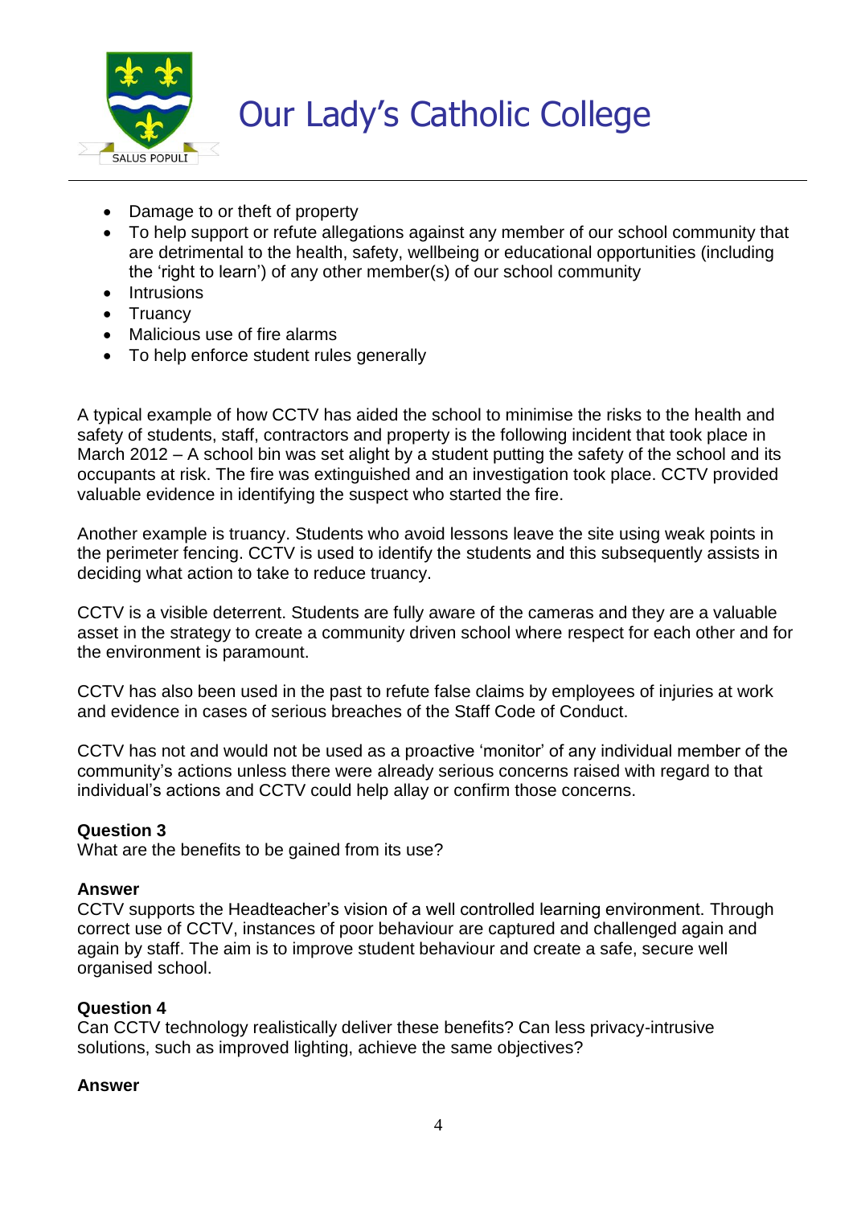- Damage to or theft of property
- To help support or refute allegations against any member of our school community that are detrimental to the health, safety, wellbeing or educational opportunities (including the 'right to learn') of any other member(s) of our school community
- Intrusions
- Truancy
- Malicious use of fire alarms
- To help enforce student rules generally

A typical example of how CCTV has aided the school to minimise the risks to the health and safety of students, staff, contractors and property is the following incident that took place in March 2012 – A school bin was set alight by a student putting the safety of the school and its occupants at risk. The fire was extinguished and an investigation took place. CCTV provided valuable evidence in identifying the suspect who started the fire.

Another example is truancy. Students who avoid lessons leave the site using weak points in the perimeter fencing. CCTV is used to identify the students and this subsequently assists in deciding what action to take to reduce truancy.

CCTV is a visible deterrent. Students are fully aware of the cameras and they are a valuable asset in the strategy to create a community driven school where respect for each other and for the environment is paramount.

CCTV has also been used in the past to refute false claims by employees of injuries at work and evidence in cases of serious breaches of the Staff Code of Conduct.

CCTV has not and would not be used as a proactive 'monitor' of any individual member of the community's actions unless there were already serious concerns raised with regard to that individual's actions and CCTV could help allay or confirm those concerns.

**Question 3**
What are the benefits to be gained from its use?

**Answer**
CCTV supports the Headteacher's vision of a well controlled learning environment. Through correct use of CCTV, instances of poor behaviour are captured and challenged again and again by staff. The aim is to improve student behaviour and create a safe, secure well organised school.

**Question 4**
Can CCTV technology realistically deliver these benefits? Can less privacy-intrusive solutions, such as improved lighting, achieve the same objectives?

**Answer**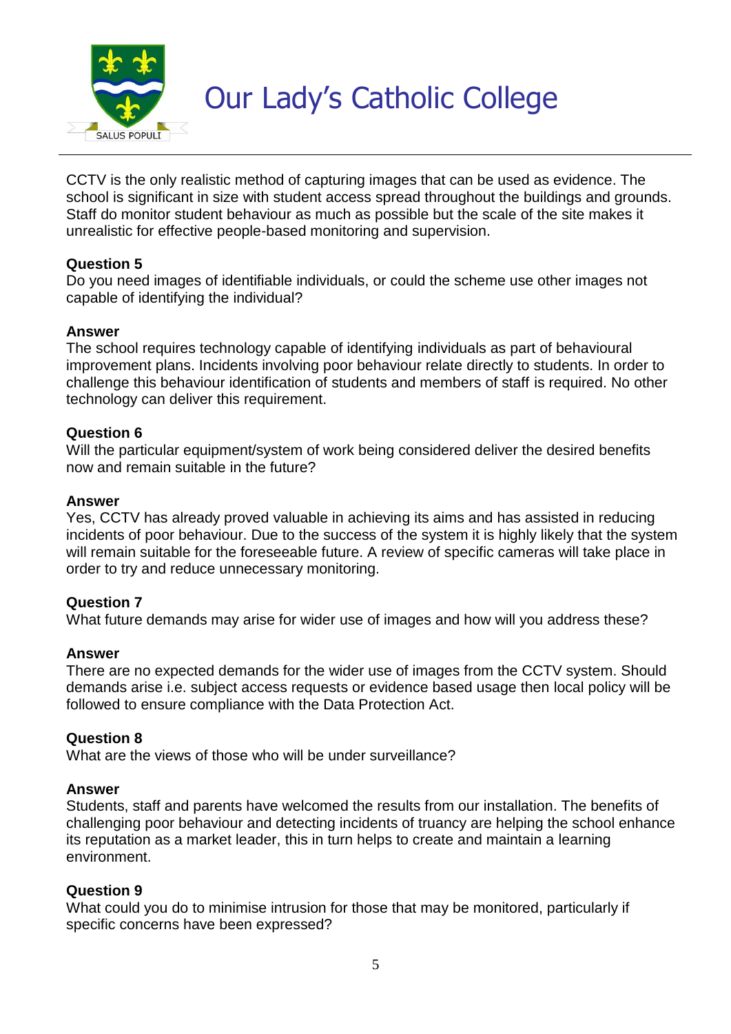CCTV is the only realistic method of capturing images that can be used as evidence. The school is significant in size with student access spread throughout the buildings and grounds. Staff do monitor student behaviour as much as possible but the scale of the site makes it unrealistic for effective people-based monitoring and supervision.

**Question 5**
Do you need images of identifiable individuals, or could the scheme use other images not capable of identifying the individual?

**Answer**
The school requires technology capable of identifying individuals as part of behavioural improvement plans. Incidents involving poor behaviour relate directly to students. In order to challenge this behaviour identification of students and members of staff is required. No other technology can deliver this requirement.

**Question 6**
Will the particular equipment/system of work being considered deliver the desired benefits now and remain suitable in the future?

**Answer**
Yes, CCTV has already proved valuable in achieving its aims and has assisted in reducing incidents of poor behaviour. Due to the success of the system it is highly likely that the system will remain suitable for the foreseeable future. A review of specific cameras will take place in order to try and reduce unnecessary monitoring.

**Question 7**
What future demands may arise for wider use of images and how will you address these?

**Answer**
There are no expected demands for the wider use of images from the CCTV system. Should demands arise i.e. subject access requests or evidence based usage then local policy will be followed to ensure compliance with the Data Protection Act.

**Question 8**
What are the views of those who will be under surveillance?

**Answer**
Students, staff and parents have welcomed the results from our installation. The benefits of challenging poor behaviour and detecting incidents of truancy are helping the school enhance its reputation as a market leader, this in turn helps to create and maintain a learning environment.

**Question 9**
What could you do to minimise intrusion for those that may be monitored, particularly if specific concerns have been expressed?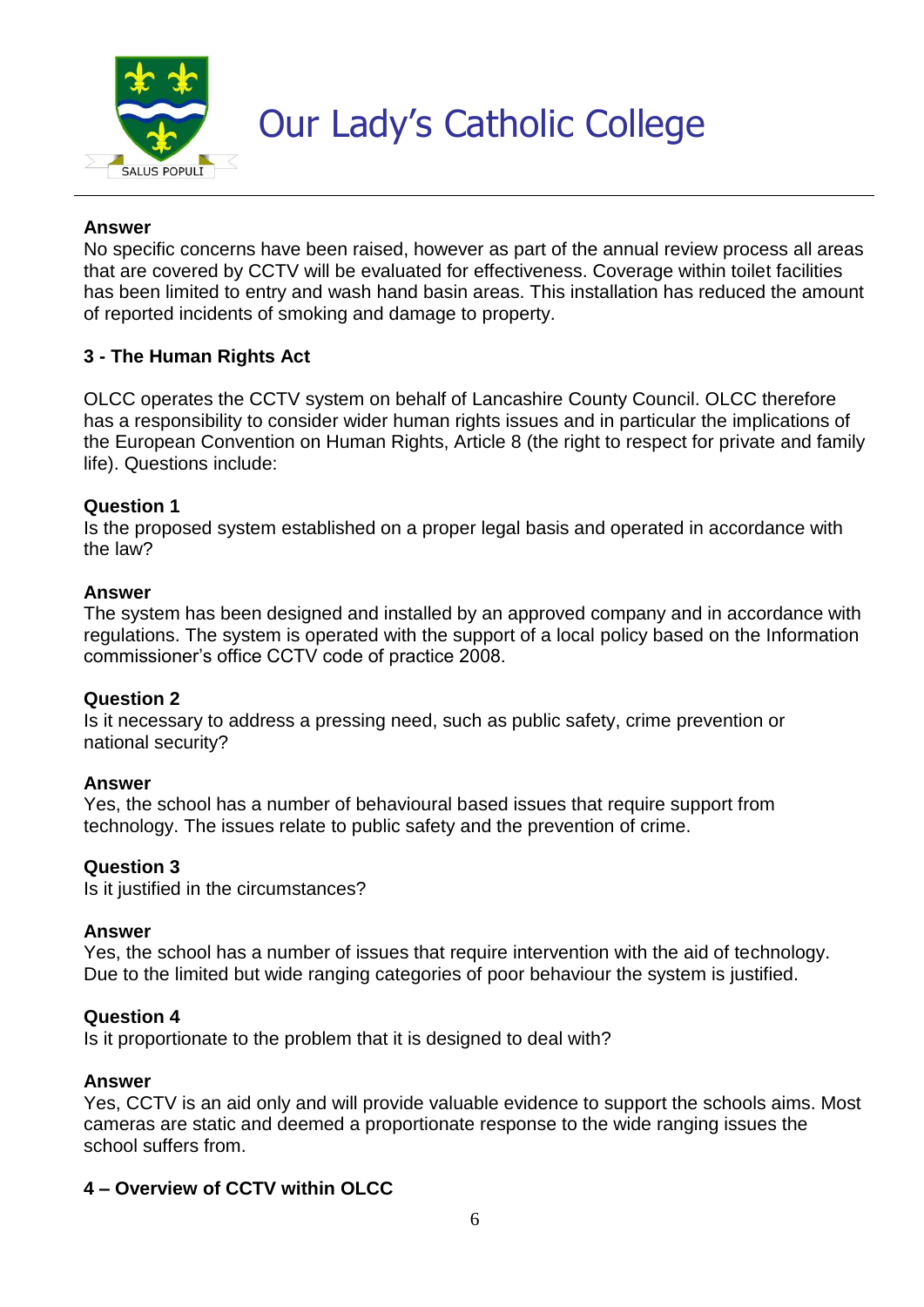**Answer**
No specific concerns have been raised, however as part of the annual review process all areas that are covered by CCTV will be evaluated for effectiveness. Coverage within toilet facilities has been limited to entry and wash hand basin areas. This installation has reduced the amount of reported incidents of smoking and damage to property.

## 3 - The Human Rights Act

OLCC operates the CCTV system on behalf of Lancashire County Council. OLCC therefore has a responsibility to consider wider human rights issues and in particular the implications of the European Convention on Human Rights, Article 8 (the right to respect for private and family life). Questions include:

**Question 1**
Is the proposed system established on a proper legal basis and operated in accordance with the law?

**Answer**
The system has been designed and installed by an approved company and in accordance with regulations. The system is operated with the support of a local policy based on the Information commissioner's office CCTV code of practice 2008.

**Question 2**
Is it necessary to address a pressing need, such as public safety, crime prevention or national security?

**Answer**
Yes, the school has a number of behavioural based issues that require support from technology. The issues relate to public safety and the prevention of crime.

**Question 3**
Is it justified in the circumstances?

**Answer**
Yes, the school has a number of issues that require intervention with the aid of technology. Due to the limited but wide ranging categories of poor behaviour the system is justified.

**Question 4**
Is it proportionate to the problem that it is designed to deal with?

**Answer**
Yes, CCTV is an aid only and will provide valuable evidence to support the schools aims. Most cameras are static and deemed a proportionate response to the wide ranging issues the school suffers from.

## 4 – Overview of CCTV within OLCC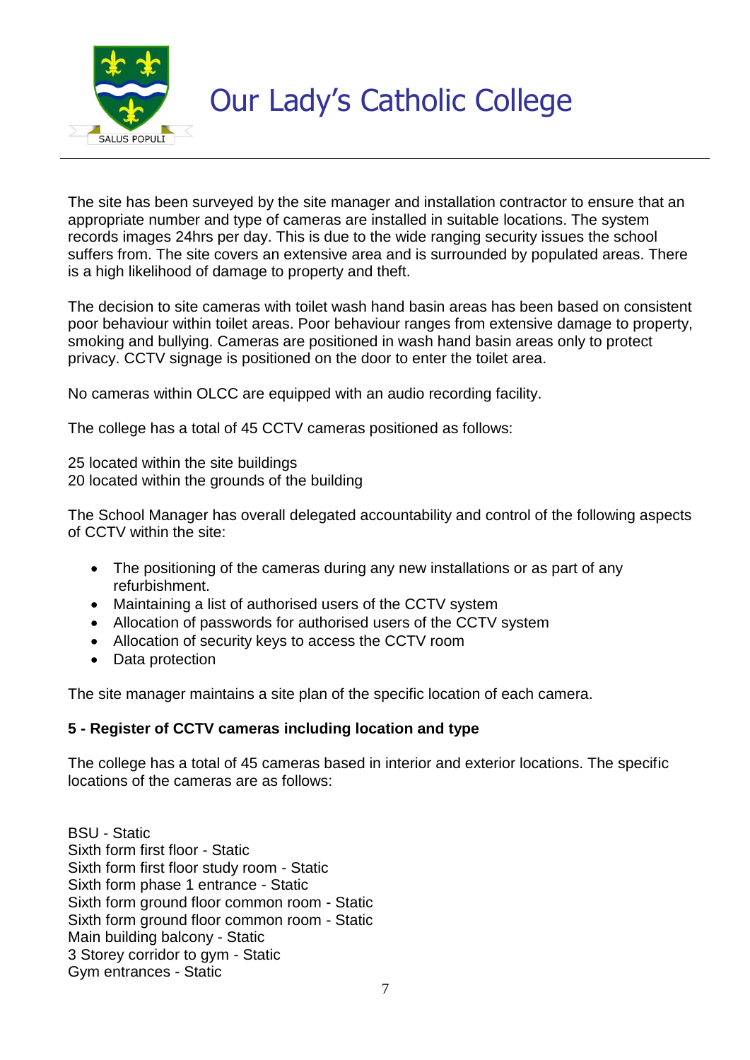The site has been surveyed by the site manager and installation contractor to ensure that an appropriate number and type of cameras are installed in suitable locations. The system records images 24hrs per day. This is due to the wide ranging security issues the school suffers from. The site covers an extensive area and is surrounded by populated areas. There is a high likelihood of damage to property and theft.

The decision to site cameras with toilet wash hand basin areas has been based on consistent poor behaviour within toilet areas. Poor behaviour ranges from extensive damage to property, smoking and bullying. Cameras are positioned in wash hand basin areas only to protect privacy. CCTV signage is positioned on the door to enter the toilet area.

No cameras within OLCC are equipped with an audio recording facility.

The college has a total of 45 CCTV cameras positioned as follows:

25 located within the site buildings
20 located within the grounds of the building

The School Manager has overall delegated accountability and control of the following aspects of CCTV within the site:

- The positioning of the cameras during any new installations or as part of any refurbishment.
- Maintaining a list of authorised users of the CCTV system
- Allocation of passwords for authorised users of the CCTV system
- Allocation of security keys to access the CCTV room
- Data protection

The site manager maintains a site plan of the specific location of each camera.

**5 - Register of CCTV cameras including location and type**

The college has a total of 45 cameras based in interior and exterior locations. The specific locations of the cameras are as follows:

BSU - Static
Sixth form first floor - Static
Sixth form first floor study room - Static
Sixth form phase 1 entrance - Static
Sixth form ground floor common room - Static
Sixth form ground floor common room - Static
Main building balcony - Static
3 Storey corridor to gym - Static
Gym entrances - Static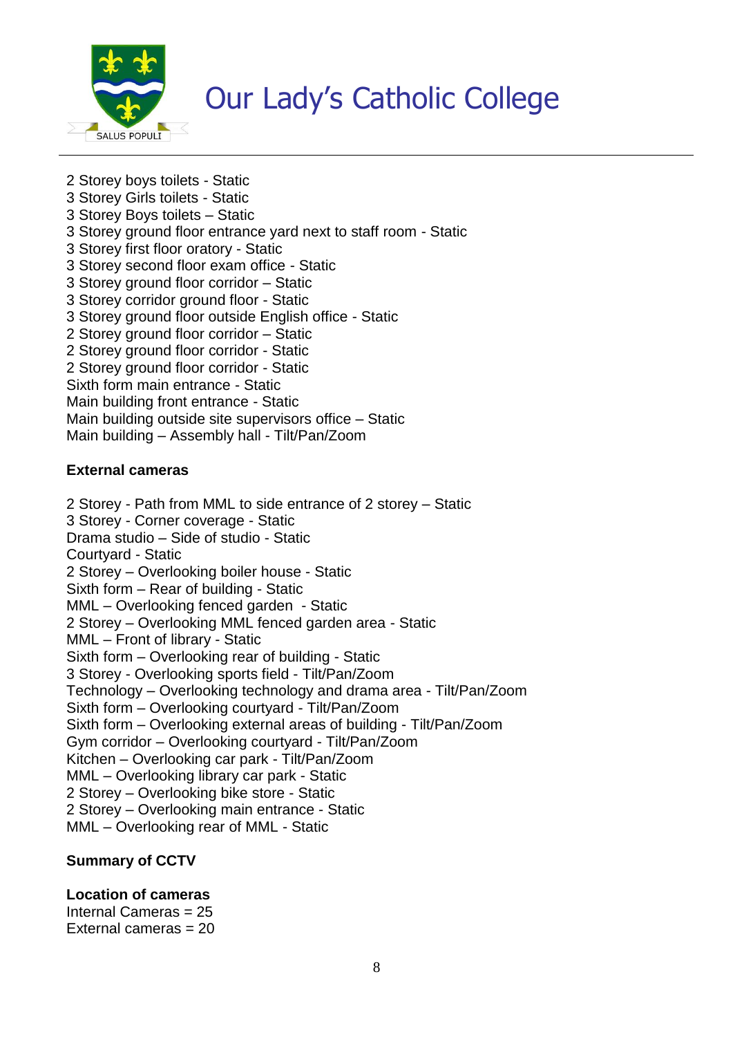2 Storey boys toilets - Static
3 Storey Girls toilets - Static
3 Storey Boys toilets – Static
3 Storey ground floor entrance yard next to staff room - Static
3 Storey first floor oratory - Static
3 Storey second floor exam office - Static
3 Storey ground floor corridor – Static
3 Storey corridor ground floor - Static
3 Storey ground floor outside English office - Static
2 Storey ground floor corridor – Static
2 Storey ground floor corridor - Static
2 Storey ground floor corridor - Static
Sixth form main entrance - Static
Main building front entrance - Static
Main building outside site supervisors office – Static
Main building – Assembly hall - Tilt/Pan/Zoom

**External cameras**

2 Storey - Path from MML to side entrance of 2 storey – Static
3 Storey - Corner coverage - Static
Drama studio – Side of studio - Static
Courtyard - Static
2 Storey – Overlooking boiler house - Static
Sixth form – Rear of building - Static
MML – Overlooking fenced garden - Static
2 Storey – Overlooking MML fenced garden area - Static
MML – Front of library - Static
Sixth form – Overlooking rear of building - Static
3 Storey - Overlooking sports field - Tilt/Pan/Zoom
Technology – Overlooking technology and drama area - Tilt/Pan/Zoom
Sixth form – Overlooking courtyard - Tilt/Pan/Zoom
Sixth form – Overlooking external areas of building - Tilt/Pan/Zoom
Gym corridor – Overlooking courtyard - Tilt/Pan/Zoom
Kitchen – Overlooking car park - Tilt/Pan/Zoom
MML – Overlooking library car park - Static
2 Storey – Overlooking bike store - Static
2 Storey – Overlooking main entrance - Static
MML – Overlooking rear of MML - Static

**Summary of CCTV**

**Location of cameras**
Internal Cameras = 25
External cameras = 20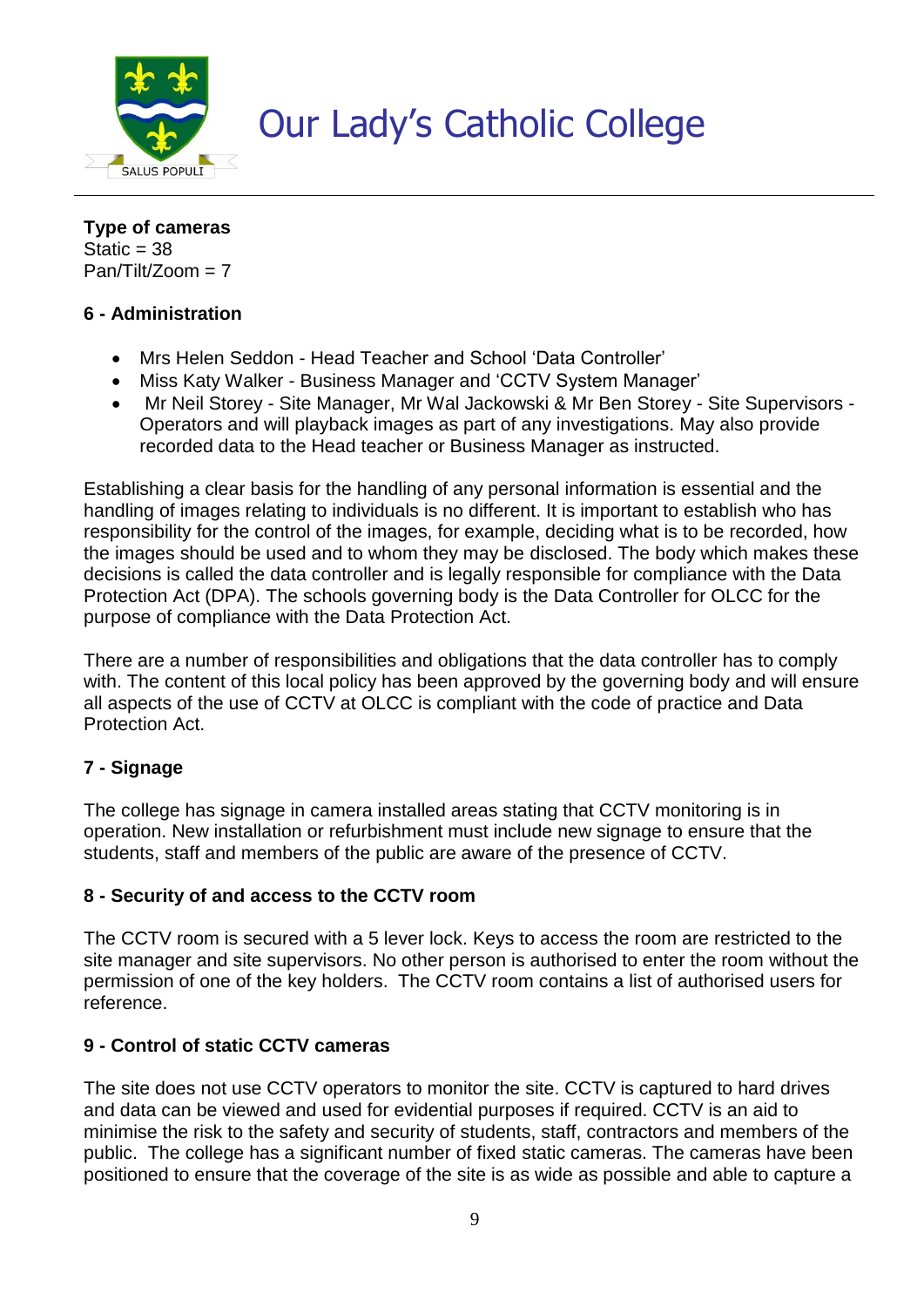**Type of cameras**
Static = 38
Pan/Tilt/Zoom = 7

## 6 - Administration

- Mrs Helen Seddon - Head Teacher and School 'Data Controller'
- Miss Katy Walker - Business Manager and 'CCTV System Manager'
- Mr Neil Storey - Site Manager, Mr Wal Jackowski & Mr Ben Storey - Site Supervisors - Operators and will playback images as part of any investigations. May also provide recorded data to the Head teacher or Business Manager as instructed.

Establishing a clear basis for the handling of any personal information is essential and the handling of images relating to individuals is no different. It is important to establish who has responsibility for the control of the images, for example, deciding what is to be recorded, how the images should be used and to whom they may be disclosed. The body which makes these decisions is called the data controller and is legally responsible for compliance with the Data Protection Act (DPA). The schools governing body is the Data Controller for OLCC for the purpose of compliance with the Data Protection Act.

There are a number of responsibilities and obligations that the data controller has to comply with. The content of this local policy has been approved by the governing body and will ensure all aspects of the use of CCTV at OLCC is compliant with the code of practice and Data Protection Act.

## 7 - Signage

The college has signage in camera installed areas stating that CCTV monitoring is in operation. New installation or refurbishment must include new signage to ensure that the students, staff and members of the public are aware of the presence of CCTV.

## 8 - Security of and access to the CCTV room

The CCTV room is secured with a 5 lever lock. Keys to access the room are restricted to the site manager and site supervisors. No other person is authorised to enter the room without the permission of one of the key holders. The CCTV room contains a list of authorised users for reference.

## 9 - Control of static CCTV cameras

The site does not use CCTV operators to monitor the site. CCTV is captured to hard drives and data can be viewed and used for evidential purposes if required. CCTV is an aid to minimise the risk to the safety and security of students, staff, contractors and members of the public. The college has a significant number of fixed static cameras. The cameras have been positioned to ensure that the coverage of the site is as wide as possible and able to capture a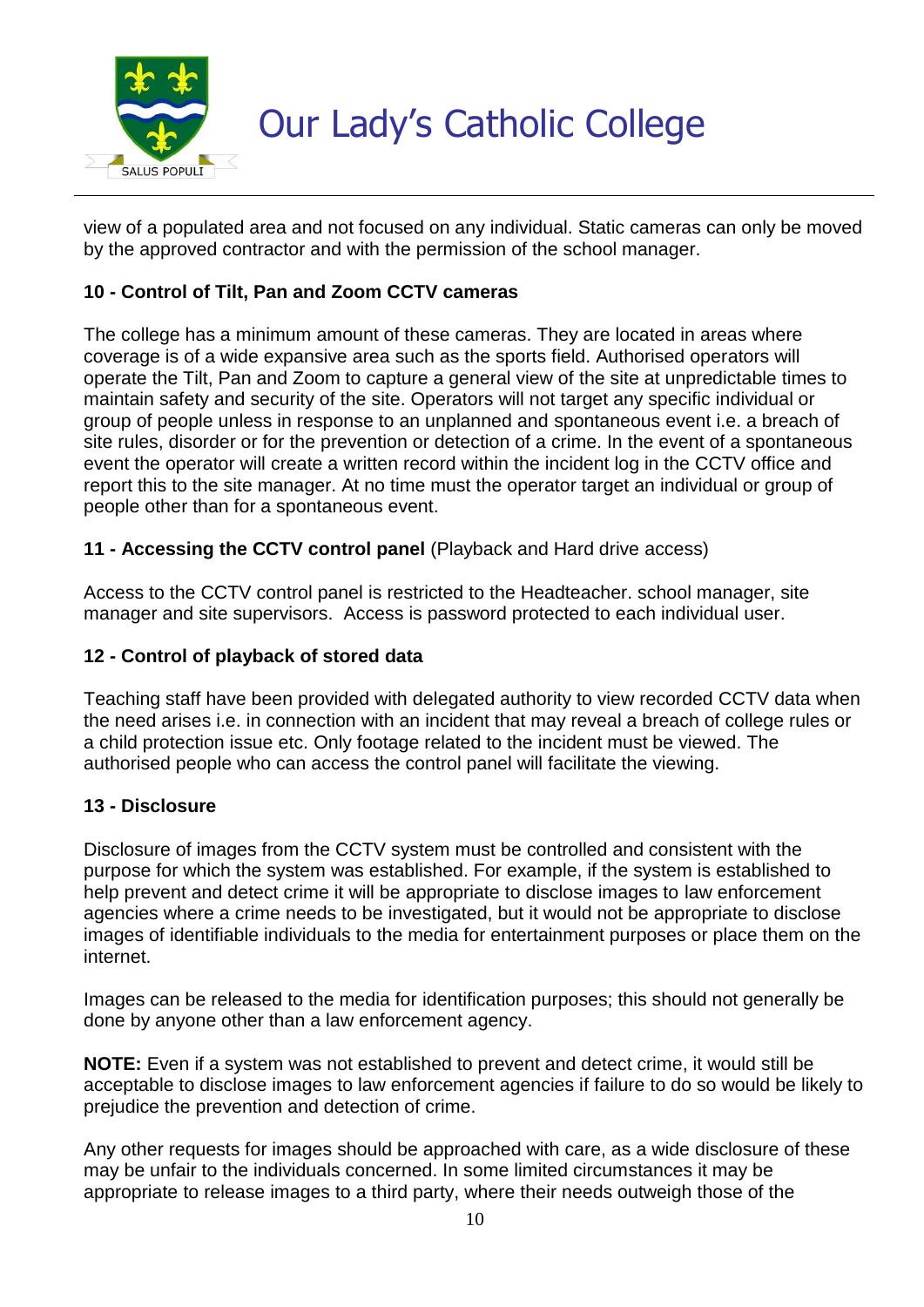view of a populated area and not focused on any individual. Static cameras can only be moved by the approved contractor and with the permission of the school manager.

**10 - Control of Tilt, Pan and Zoom CCTV cameras**

The college has a minimum amount of these cameras. They are located in areas where coverage is of a wide expansive area such as the sports field. Authorised operators will operate the Tilt, Pan and Zoom to capture a general view of the site at unpredictable times to maintain safety and security of the site. Operators will not target any specific individual or group of people unless in response to an unplanned and spontaneous event i.e. a breach of site rules, disorder or for the prevention or detection of a crime. In the event of a spontaneous event the operator will create a written record within the incident log in the CCTV office and report this to the site manager. At no time must the operator target an individual or group of people other than for a spontaneous event.

**11 - Accessing the CCTV control panel** (Playback and Hard drive access)

Access to the CCTV control panel is restricted to the Headteacher. school manager, site manager and site supervisors. Access is password protected to each individual user.

**12 - Control of playback of stored data**

Teaching staff have been provided with delegated authority to view recorded CCTV data when the need arises i.e. in connection with an incident that may reveal a breach of college rules or a child protection issue etc. Only footage related to the incident must be viewed. The authorised people who can access the control panel will facilitate the viewing.

**13 - Disclosure**

Disclosure of images from the CCTV system must be controlled and consistent with the purpose for which the system was established. For example, if the system is established to help prevent and detect crime it will be appropriate to disclose images to law enforcement agencies where a crime needs to be investigated, but it would not be appropriate to disclose images of identifiable individuals to the media for entertainment purposes or place them on the internet.

Images can be released to the media for identification purposes; this should not generally be done by anyone other than a law enforcement agency.

**NOTE:** Even if a system was not established to prevent and detect crime, it would still be acceptable to disclose images to law enforcement agencies if failure to do so would be likely to prejudice the prevention and detection of crime.

Any other requests for images should be approached with care, as a wide disclosure of these may be unfair to the individuals concerned. In some limited circumstances it may be appropriate to release images to a third party, where their needs outweigh those of the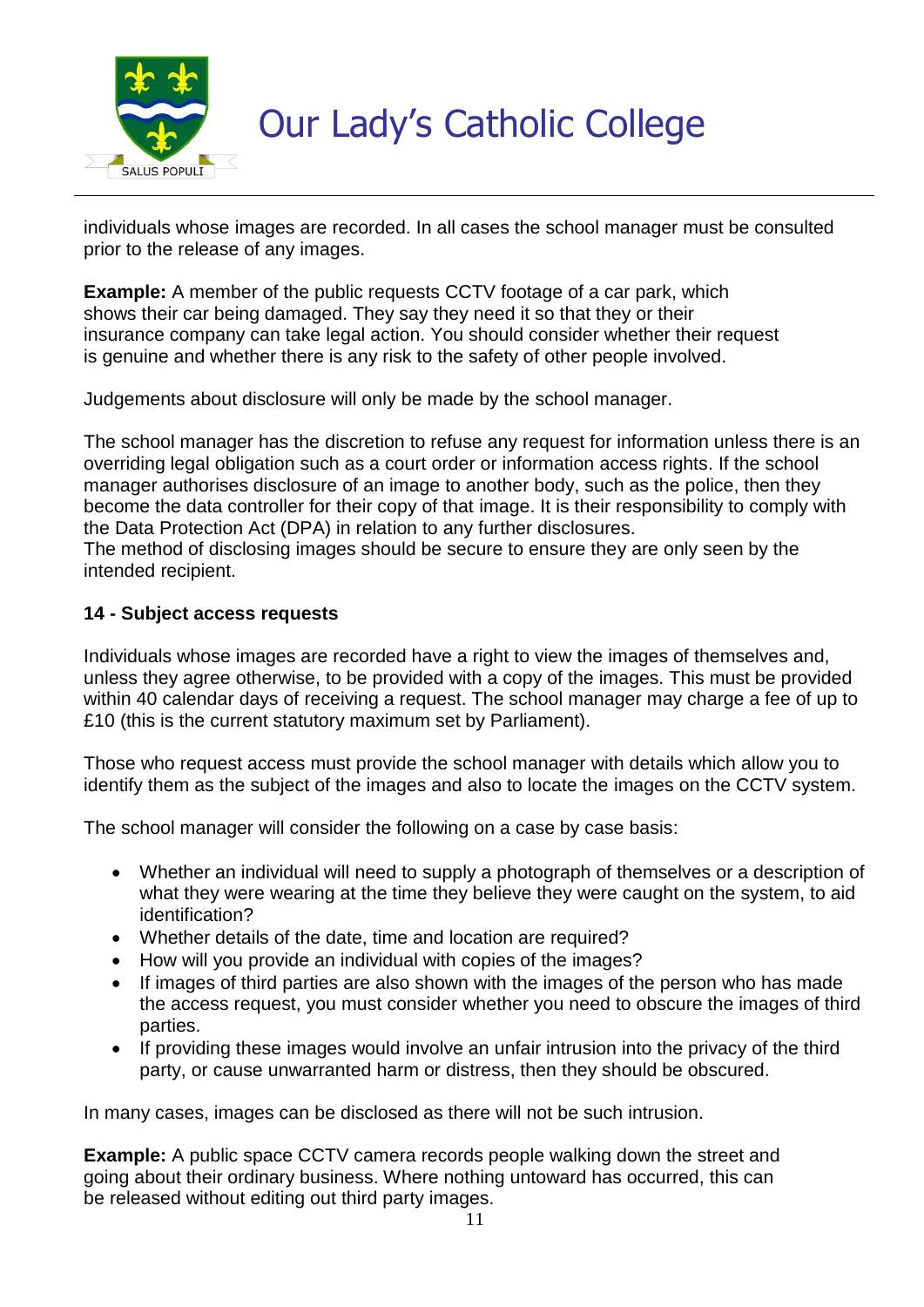individuals whose images are recorded. In all cases the school manager must be consulted prior to the release of any images.

**Example:** A member of the public requests CCTV footage of a car park, which shows their car being damaged. They say they need it so that they or their insurance company can take legal action. You should consider whether their request is genuine and whether there is any risk to the safety of other people involved.

Judgements about disclosure will only be made by the school manager.

The school manager has the discretion to refuse any request for information unless there is an overriding legal obligation such as a court order or information access rights. If the school manager authorises disclosure of an image to another body, such as the police, then they become the data controller for their copy of that image. It is their responsibility to comply with the Data Protection Act (DPA) in relation to any further disclosures.
The method of disclosing images should be secure to ensure they are only seen by the intended recipient.

**14 - Subject access requests**

Individuals whose images are recorded have a right to view the images of themselves and, unless they agree otherwise, to be provided with a copy of the images. This must be provided within 40 calendar days of receiving a request. The school manager may charge a fee of up to £10 (this is the current statutory maximum set by Parliament).

Those who request access must provide the school manager with details which allow you to identify them as the subject of the images and also to locate the images on the CCTV system.

The school manager will consider the following on a case by case basis:

- Whether an individual will need to supply a photograph of themselves or a description of what they were wearing at the time they believe they were caught on the system, to aid identification?
- Whether details of the date, time and location are required?
- How will you provide an individual with copies of the images?
- If images of third parties are also shown with the images of the person who has made the access request, you must consider whether you need to obscure the images of third parties.
- If providing these images would involve an unfair intrusion into the privacy of the third party, or cause unwarranted harm or distress, then they should be obscured.

In many cases, images can be disclosed as there will not be such intrusion.

**Example:** A public space CCTV camera records people walking down the street and going about their ordinary business. Where nothing untoward has occurred, this can be released without editing out third party images.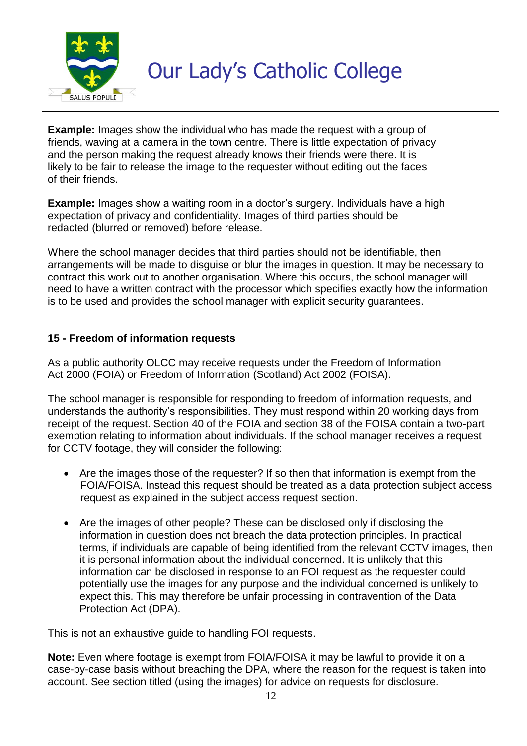**Example:** Images show the individual who has made the request with a group of friends, waving at a camera in the town centre. There is little expectation of privacy and the person making the request already knows their friends were there. It is likely to be fair to release the image to the requester without editing out the faces of their friends.

**Example:** Images show a waiting room in a doctor's surgery. Individuals have a high expectation of privacy and confidentiality. Images of third parties should be redacted (blurred or removed) before release.

Where the school manager decides that third parties should not be identifiable, then arrangements will be made to disguise or blur the images in question. It may be necessary to contract this work out to another organisation. Where this occurs, the school manager will need to have a written contract with the processor which specifies exactly how the information is to be used and provides the school manager with explicit security guarantees.

## 15 - Freedom of information requests

As a public authority OLCC may receive requests under the Freedom of Information Act 2000 (FOIA) or Freedom of Information (Scotland) Act 2002 (FOISA).

The school manager is responsible for responding to freedom of information requests, and understands the authority's responsibilities. They must respond within 20 working days from receipt of the request. Section 40 of the FOIA and section 38 of the FOISA contain a two-part exemption relating to information about individuals. If the school manager receives a request for CCTV footage, they will consider the following:

- Are the images those of the requester? If so then that information is exempt from the FOIA/FOISA. Instead this request should be treated as a data protection subject access request as explained in the subject access request section.

- Are the images of other people? These can be disclosed only if disclosing the information in question does not breach the data protection principles. In practical terms, if individuals are capable of being identified from the relevant CCTV images, then it is personal information about the individual concerned. It is unlikely that this information can be disclosed in response to an FOI request as the requester could potentially use the images for any purpose and the individual concerned is unlikely to expect this. This may therefore be unfair processing in contravention of the Data Protection Act (DPA).

This is not an exhaustive guide to handling FOI requests.

**Note:** Even where footage is exempt from FOIA/FOISA it may be lawful to provide it on a case-by-case basis without breaching the DPA, where the reason for the request is taken into account. See section titled (using the images) for advice on requests for disclosure.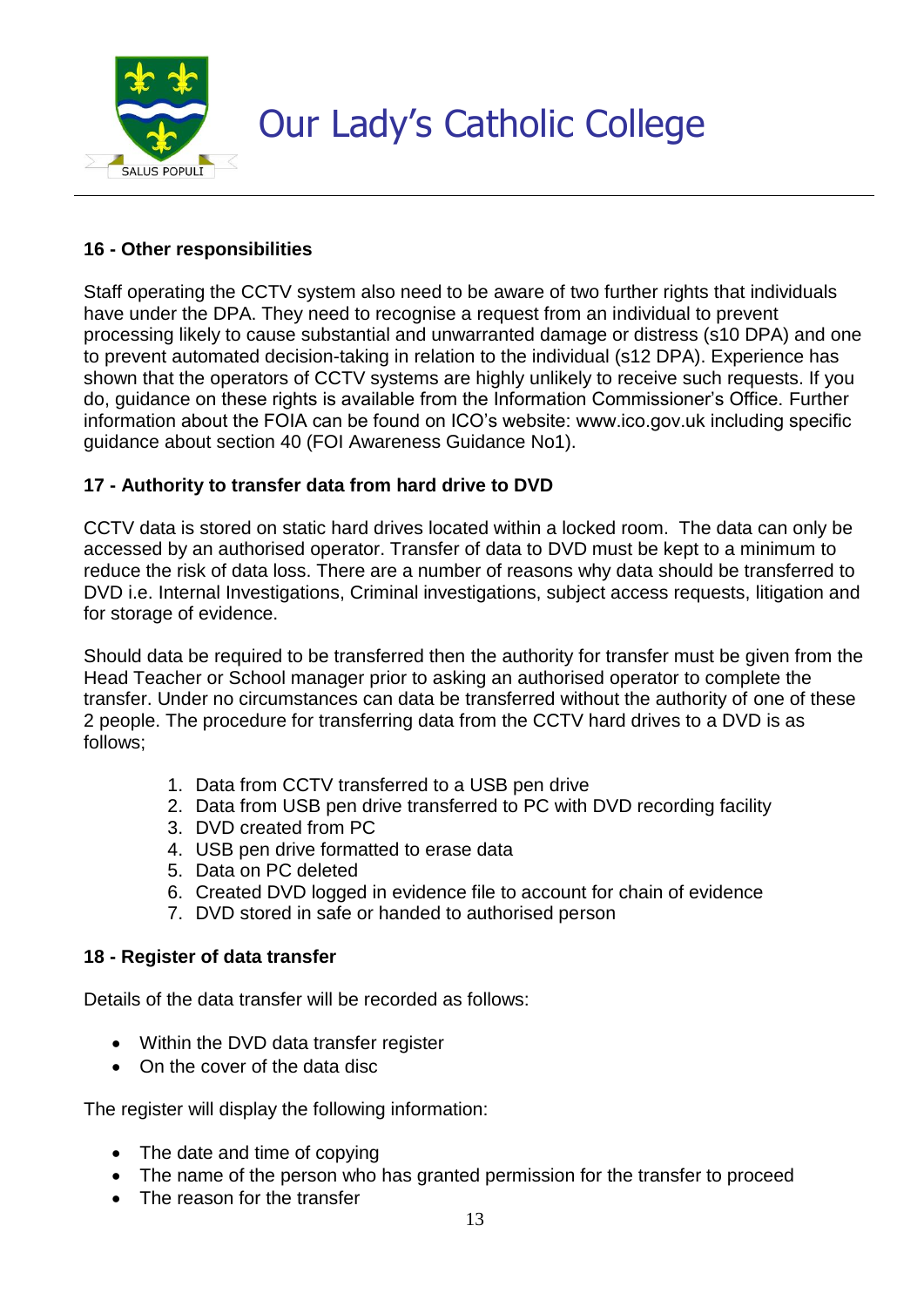## 16 - Other responsibilities

Staff operating the CCTV system also need to be aware of two further rights that individuals have under the DPA. They need to recognise a request from an individual to prevent processing likely to cause substantial and unwarranted damage or distress (s10 DPA) and one to prevent automated decision-taking in relation to the individual (s12 DPA). Experience has shown that the operators of CCTV systems are highly unlikely to receive such requests. If you do, guidance on these rights is available from the Information Commissioner's Office. Further information about the FOIA can be found on ICO's website: www.ico.gov.uk including specific guidance about section 40 (FOI Awareness Guidance No1).

## 17 - Authority to transfer data from hard drive to DVD

CCTV data is stored on static hard drives located within a locked room. The data can only be accessed by an authorised operator. Transfer of data to DVD must be kept to a minimum to reduce the risk of data loss. There are a number of reasons why data should be transferred to DVD i.e. Internal Investigations, Criminal investigations, subject access requests, litigation and for storage of evidence.

Should data be required to be transferred then the authority for transfer must be given from the Head Teacher or School manager prior to asking an authorised operator to complete the transfer. Under no circumstances can data be transferred without the authority of one of these 2 people. The procedure for transferring data from the CCTV hard drives to a DVD is as follows;

1. Data from CCTV transferred to a USB pen drive
2. Data from USB pen drive transferred to PC with DVD recording facility
3. DVD created from PC
4. USB pen drive formatted to erase data
5. Data on PC deleted
6. Created DVD logged in evidence file to account for chain of evidence
7. DVD stored in safe or handed to authorised person

## 18 - Register of data transfer

Details of the data transfer will be recorded as follows:

- Within the DVD data transfer register
- On the cover of the data disc

The register will display the following information:

- The date and time of copying
- The name of the person who has granted permission for the transfer to proceed
- The reason for the transfer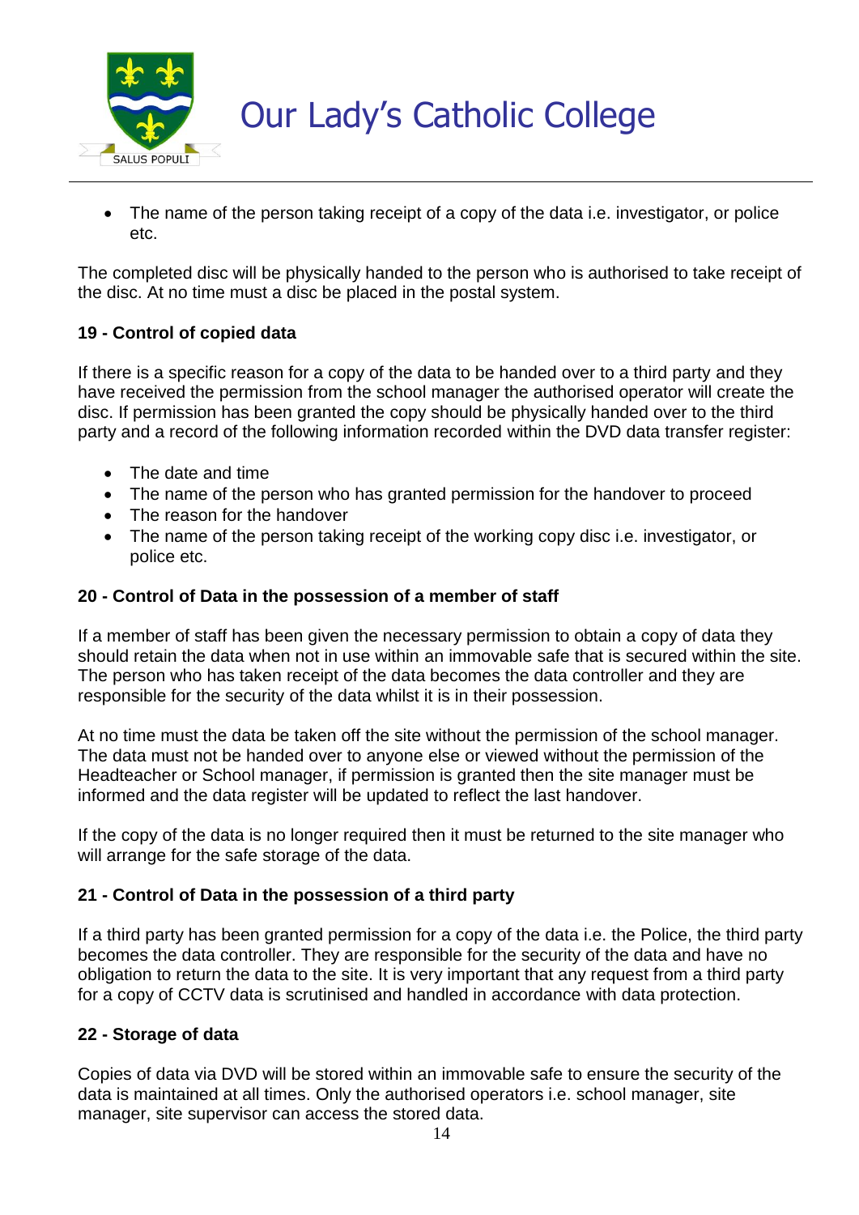- The name of the person taking receipt of a copy of the data i.e. investigator, or police etc.

The completed disc will be physically handed to the person who is authorised to take receipt of the disc. At no time must a disc be placed in the postal system.

**19 - Control of copied data**

If there is a specific reason for a copy of the data to be handed over to a third party and they have received the permission from the school manager the authorised operator will create the disc. If permission has been granted the copy should be physically handed over to the third party and a record of the following information recorded within the DVD data transfer register:

- The date and time
- The name of the person who has granted permission for the handover to proceed
- The reason for the handover
- The name of the person taking receipt of the working copy disc i.e. investigator, or police etc.

**20 - Control of Data in the possession of a member of staff**

If a member of staff has been given the necessary permission to obtain a copy of data they should retain the data when not in use within an immovable safe that is secured within the site. The person who has taken receipt of the data becomes the data controller and they are responsible for the security of the data whilst it is in their possession.

At no time must the data be taken off the site without the permission of the school manager. The data must not be handed over to anyone else or viewed without the permission of the Headteacher or School manager, if permission is granted then the site manager must be informed and the data register will be updated to reflect the last handover.

If the copy of the data is no longer required then it must be returned to the site manager who will arrange for the safe storage of the data.

**21 - Control of Data in the possession of a third party**

If a third party has been granted permission for a copy of the data i.e. the Police, the third party becomes the data controller. They are responsible for the security of the data and have no obligation to return the data to the site. It is very important that any request from a third party for a copy of CCTV data is scrutinised and handled in accordance with data protection.

**22 - Storage of data**

Copies of data via DVD will be stored within an immovable safe to ensure the security of the data is maintained at all times. Only the authorised operators i.e. school manager, site manager, site supervisor can access the stored data.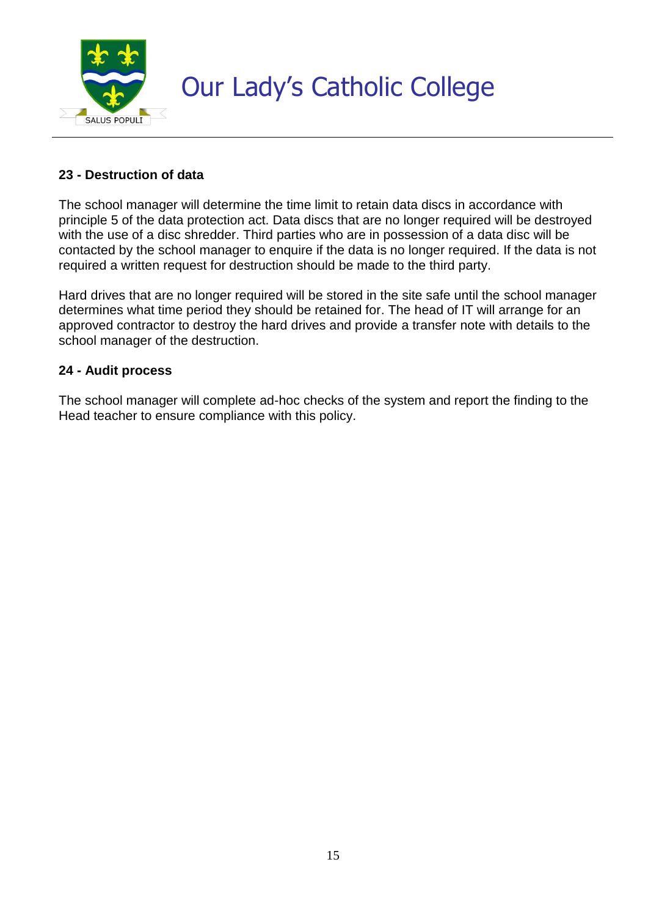## 23 - Destruction of data

The school manager will determine the time limit to retain data discs in accordance with principle 5 of the data protection act. Data discs that are no longer required will be destroyed with the use of a disc shredder. Third parties who are in possession of a data disc will be contacted by the school manager to enquire if the data is no longer required. If the data is not required a written request for destruction should be made to the third party.

Hard drives that are no longer required will be stored in the site safe until the school manager determines what time period they should be retained for. The head of IT will arrange for an approved contractor to destroy the hard drives and provide a transfer note with details to the school manager of the destruction.

## 24 - Audit process

The school manager will complete ad-hoc checks of the system and report the finding to the Head teacher to ensure compliance with this policy.